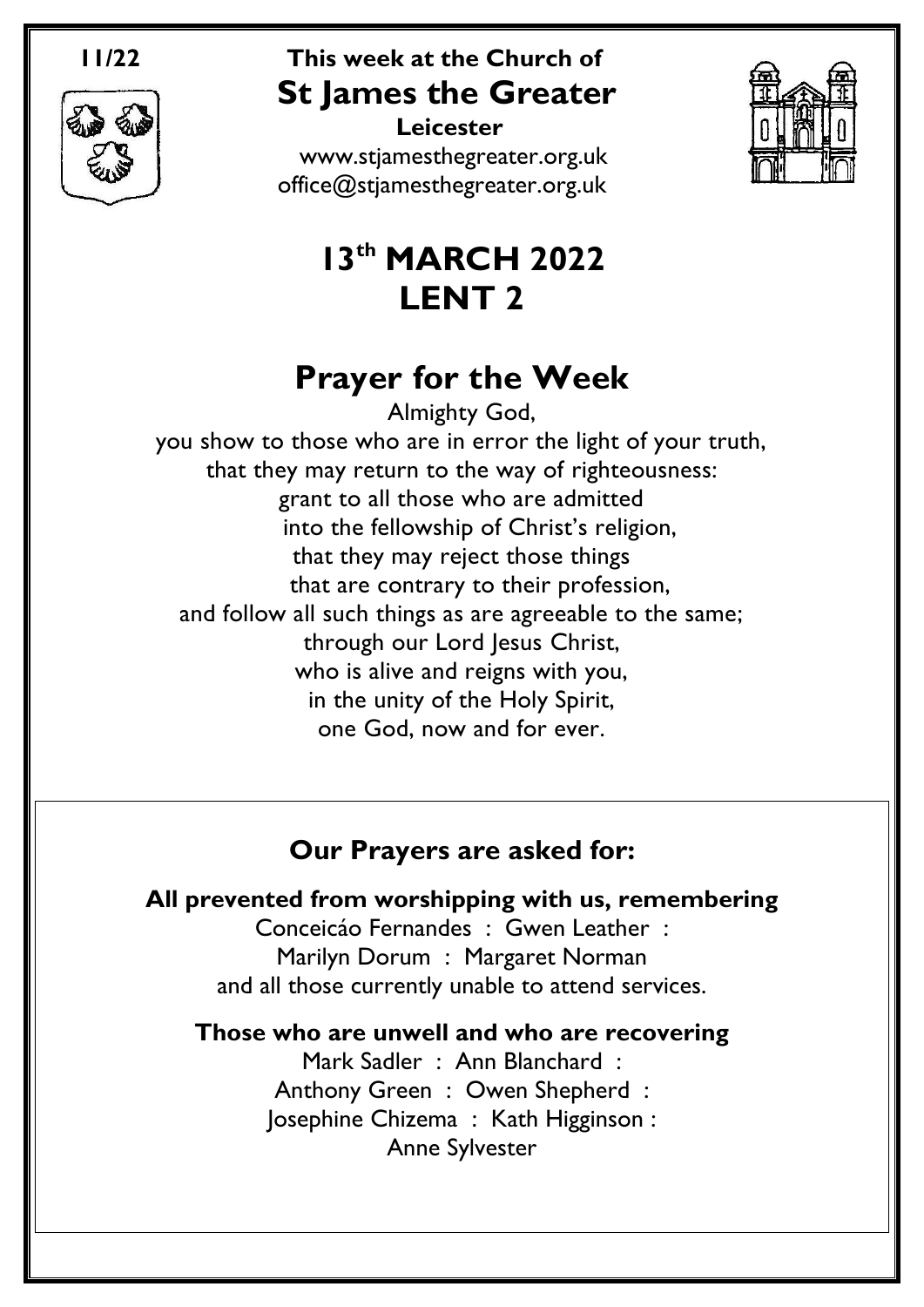**11/22**

**This week at the Church of**

# St James the Greater

**Leicester**

www.stjamesthegreater.org.uk
office@stjamesthegreater.org.uk

# 13th MARCH 2022
# LENT 2

## Prayer for the Week

Almighty God,
you show to those who are in error the light of your truth,
that they may return to the way of righteousness:
grant to all those who are admitted
into the fellowship of Christ's religion,
that they may reject those things
that are contrary to their profession,
and follow all such things as are agreeable to the same;
through our Lord Jesus Christ,
who is alive and reigns with you,
in the unity of the Holy Spirit,
one God, now and for ever.

### Our Prayers are asked for:

**All prevented from worshipping with us, remembering**

Conceicáo Fernandes : Gwen Leather :
Marilyn Dorum : Margaret Norman
and all those currently unable to attend services.

**Those who are unwell and who are recovering**

Mark Sadler : Ann Blanchard :
Anthony Green : Owen Shepherd :
Josephine Chizema : Kath Higginson :
Anne Sylvester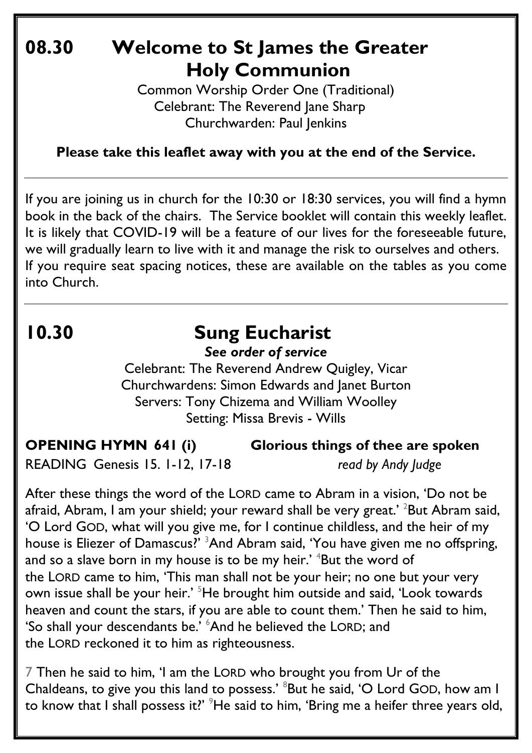# 08.30 Welcome to St James the Greater Holy Communion

Common Worship Order One (Traditional)
Celebrant: The Reverend Jane Sharp
Churchwarden: Paul Jenkins

**Please take this leaflet away with you at the end of the Service.**

---

If you are joining us in church for the 10:30 or 18:30 services, you will find a hymn book in the back of the chairs. The Service booklet will contain this weekly leaflet. It is likely that COVID-19 will be a feature of our lives for the foreseeable future, we will gradually learn to live with it and manage the risk to ourselves and others. If you require seat spacing notices, these are available on the tables as you come into Church.

---

# 10.30 Sung Eucharist

***See order of service***

Celebrant: The Reverend Andrew Quigley, Vicar
Churchwardens: Simon Edwards and Janet Burton
Servers: Tony Chizema and William Woolley
Setting: Missa Brevis - Wills

**OPENING HYMN 641 (i) Glorious things of thee are spoken**

READING Genesis 15. 1-12, 17-18 *read by Andy Judge*

After these things the word of the LORD came to Abram in a vision, 'Do not be afraid, Abram, I am your shield; your reward shall be very great.' 2But Abram said, 'O Lord GOD, what will you give me, for I continue childless, and the heir of my house is Eliezer of Damascus?' 3And Abram said, 'You have given me no offspring, and so a slave born in my house is to be my heir.' 4But the word of the LORD came to him, 'This man shall not be your heir; no one but your very own issue shall be your heir.' 5He brought him outside and said, 'Look towards heaven and count the stars, if you are able to count them.' Then he said to him, 'So shall your descendants be.' 6And he believed the LORD; and the LORD reckoned it to him as righteousness.

7 Then he said to him, 'I am the LORD who brought you from Ur of the Chaldeans, to give you this land to possess.' 8But he said, 'O Lord GOD, how am I to know that I shall possess it?' 9He said to him, 'Bring me a heifer three years old,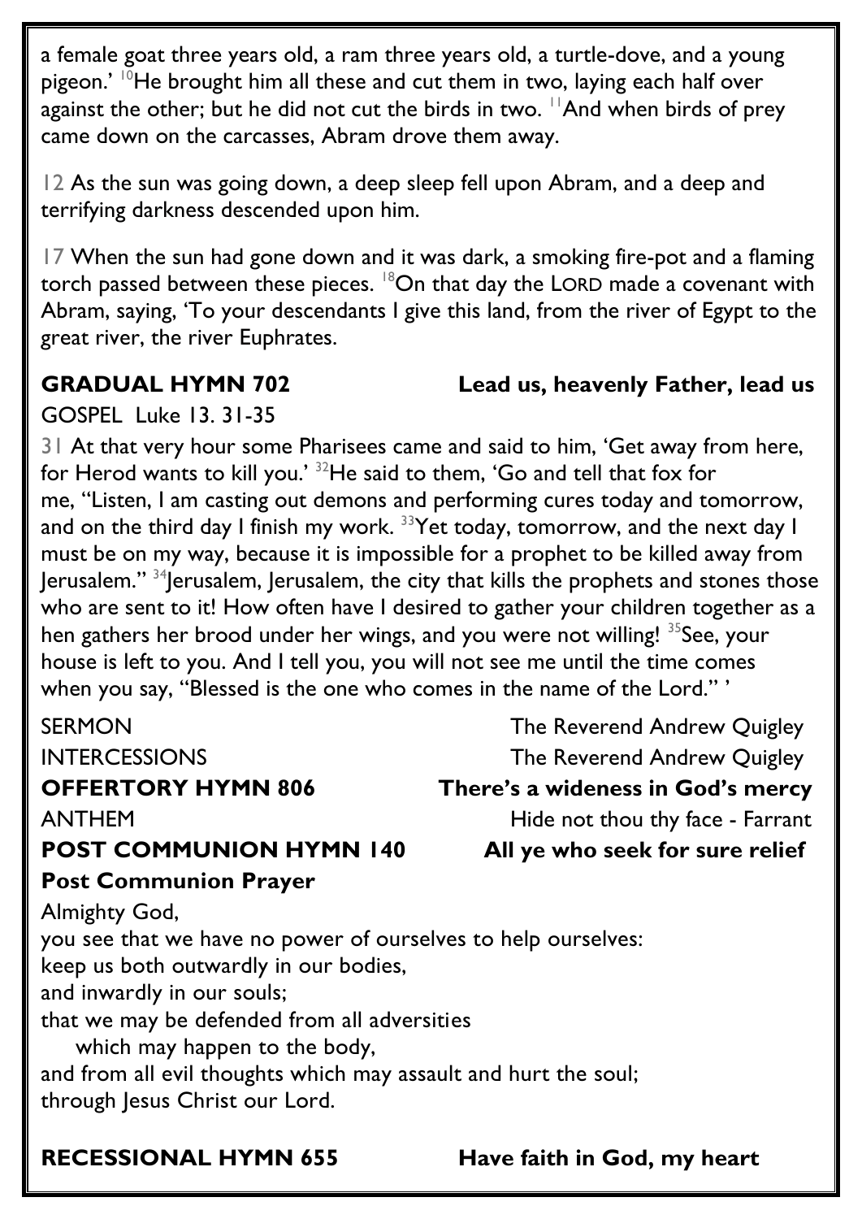a female goat three years old, a ram three years old, a turtle-dove, and a young pigeon.' [10]He brought him all these and cut them in two, laying each half over against the other; but he did not cut the birds in two. [11]And when birds of prey came down on the carcasses, Abram drove them away.

12 As the sun was going down, a deep sleep fell upon Abram, and a deep and terrifying darkness descended upon him.

17 When the sun had gone down and it was dark, a smoking fire-pot and a flaming torch passed between these pieces. [18]On that day the LORD made a covenant with Abram, saying, 'To your descendants I give this land, from the river of Egypt to the great river, the river Euphrates.

**GRADUAL HYMN 702** **Lead us, heavenly Father, lead us**

GOSPEL Luke 13. 31-35

31 At that very hour some Pharisees came and said to him, 'Get away from here, for Herod wants to kill you.' [32]He said to them, 'Go and tell that fox for me, "Listen, I am casting out demons and performing cures today and tomorrow, and on the third day I finish my work. [33]Yet today, tomorrow, and the next day I must be on my way, because it is impossible for a prophet to be killed away from Jerusalem." [34]Jerusalem, Jerusalem, the city that kills the prophets and stones those who are sent to it! How often have I desired to gather your children together as a hen gathers her brood under her wings, and you were not willing! [35]See, your house is left to you. And I tell you, you will not see me until the time comes when you say, "Blessed is the one who comes in the name of the Lord." '

SERMON The Reverend Andrew Quigley

INTERCESSIONS The Reverend Andrew Quigley

**OFFERTORY HYMN 806** **There's a wideness in God's mercy**

ANTHEM Hide not thou thy face - Farrant

**POST COMMUNION HYMN 140** **All ye who seek for sure relief**

**Post Communion Prayer**

Almighty God,
you see that we have no power of ourselves to help ourselves:
keep us both outwardly in our bodies,
and inwardly in our souls;
that we may be defended from all adversities
which may happen to the body,
and from all evil thoughts which may assault and hurt the soul;
through Jesus Christ our Lord.

**RECESSIONAL HYMN 655** **Have faith in God, my heart**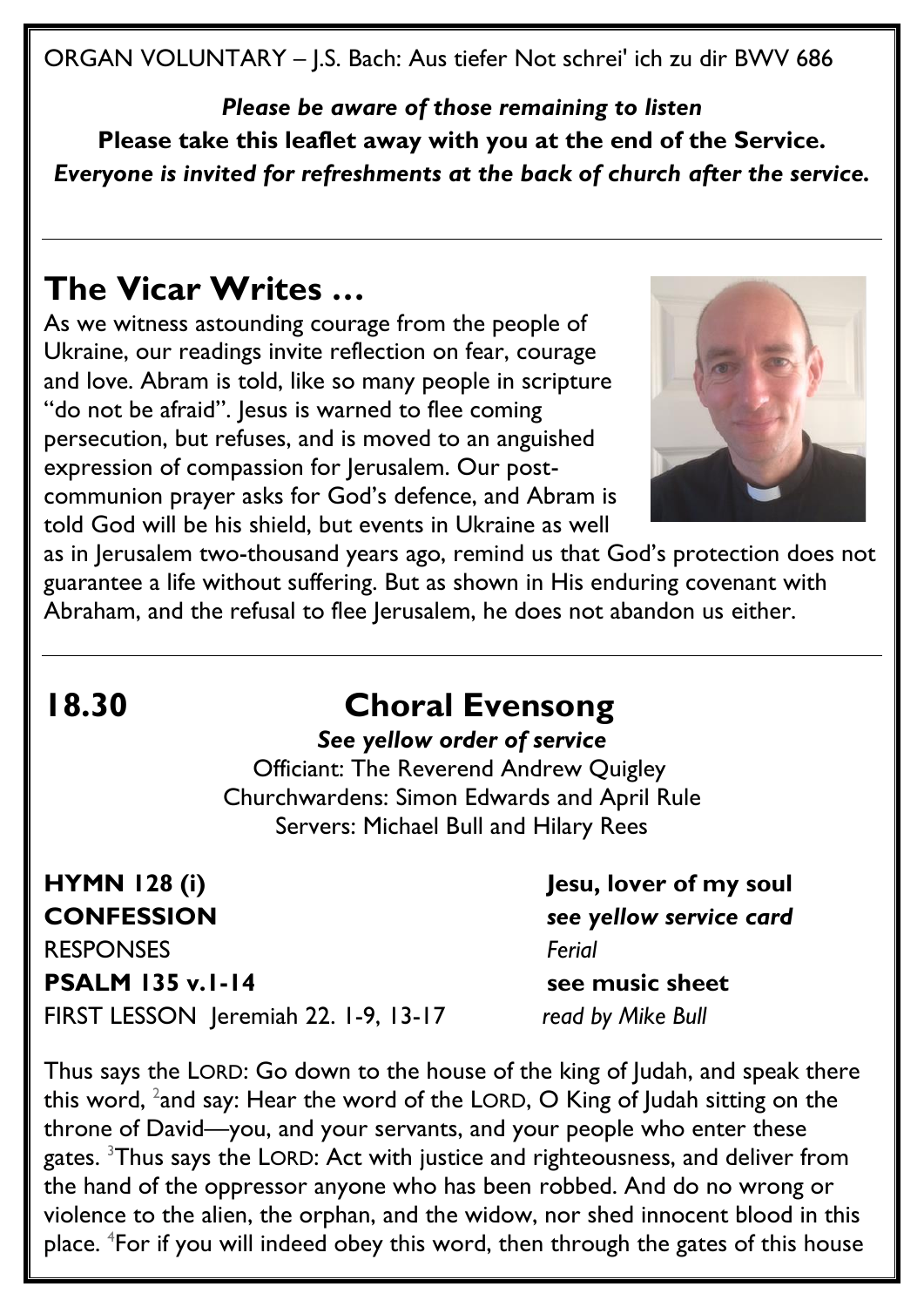ORGAN VOLUNTARY – J.S. Bach: Aus tiefer Not schrei' ich zu dir BWV 686

***Please be aware of those remaining to listen***

**Please take this leaflet away with you at the end of the Service.**

***Everyone is invited for refreshments at the back of church after the service.***

---

## The Vicar Writes …

As we witness astounding courage from the people of Ukraine, our readings invite reflection on fear, courage and love. Abram is told, like so many people in scripture "do not be afraid". Jesus is warned to flee coming persecution, but refuses, and is moved to an anguished expression of compassion for Jerusalem. Our post-communion prayer asks for God's defence, and Abram is told God will be his shield, but events in Ukraine as well as in Jerusalem two-thousand years ago, remind us that God's protection does not guarantee a life without suffering. But as shown in His enduring covenant with Abraham, and the refusal to flee Jerusalem, he does not abandon us either.

---

## 18.30 Choral Evensong

***See yellow order of service***

Officiant: The Reverend Andrew Quigley

Churchwardens: Simon Edwards and April Rule

Servers: Michael Bull and Hilary Rees

**HYMN 128 (i)** — **Jesu, lover of my soul**

**CONFESSION** — ***see yellow service card***

RESPONSES — *Ferial*

**PSALM 135 v.1-14** — **see music sheet**

FIRST LESSON Jeremiah 22. 1-9, 13-17 — *read by Mike Bull*

Thus says the LORD: Go down to the house of the king of Judah, and speak there this word, [2]and say: Hear the word of the LORD, O King of Judah sitting on the throne of David—you, and your servants, and your people who enter these gates. [3]Thus says the LORD: Act with justice and righteousness, and deliver from the hand of the oppressor anyone who has been robbed. And do no wrong or violence to the alien, the orphan, and the widow, nor shed innocent blood in this place. [4]For if you will indeed obey this word, then through the gates of this house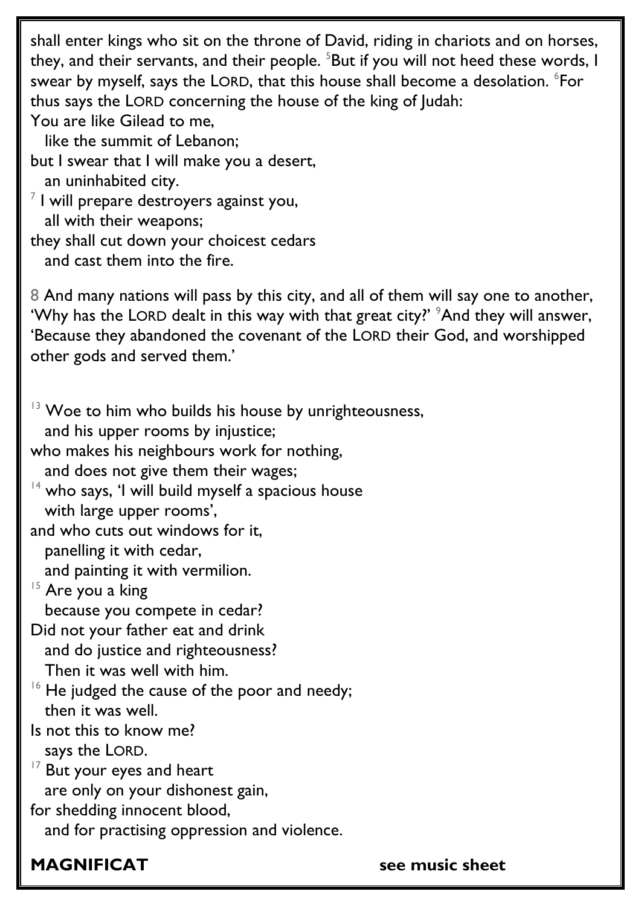shall enter kings who sit on the throne of David, riding in chariots and on horses, they, and their servants, and their people. [5]But if you will not heed these words, I swear by myself, says the LORD, that this house shall become a desolation. [6]For thus says the LORD concerning the house of the king of Judah:

You are like Gilead to me,  
  like the summit of Lebanon;  
but I swear that I will make you a desert,  
  an uninhabited city.  
[7] I will prepare destroyers against you,  
  all with their weapons;  
they shall cut down your choicest cedars  
  and cast them into the fire.

8 And many nations will pass by this city, and all of them will say one to another, 'Why has the LORD dealt in this way with that great city?' [9]And they will answer, 'Because they abandoned the covenant of the LORD their God, and worshipped other gods and served them.'

[13] Woe to him who builds his house by unrighteousness,  
  and his upper rooms by injustice;  
who makes his neighbours work for nothing,  
  and does not give them their wages;  
[14] who says, 'I will build myself a spacious house  
  with large upper rooms',  
and who cuts out windows for it,  
  panelling it with cedar,  
  and painting it with vermilion.  
[15] Are you a king  
  because you compete in cedar?  
Did not your father eat and drink  
  and do justice and righteousness?  
  Then it was well with him.  
[16] He judged the cause of the poor and needy;  
  then it was well.  
Is not this to know me?  
  says the LORD.  
[17] But your eyes and heart  
  are only on your dishonest gain,  
for shedding innocent blood,  
  and for practising oppression and violence.

**MAGNIFICAT** **see music sheet**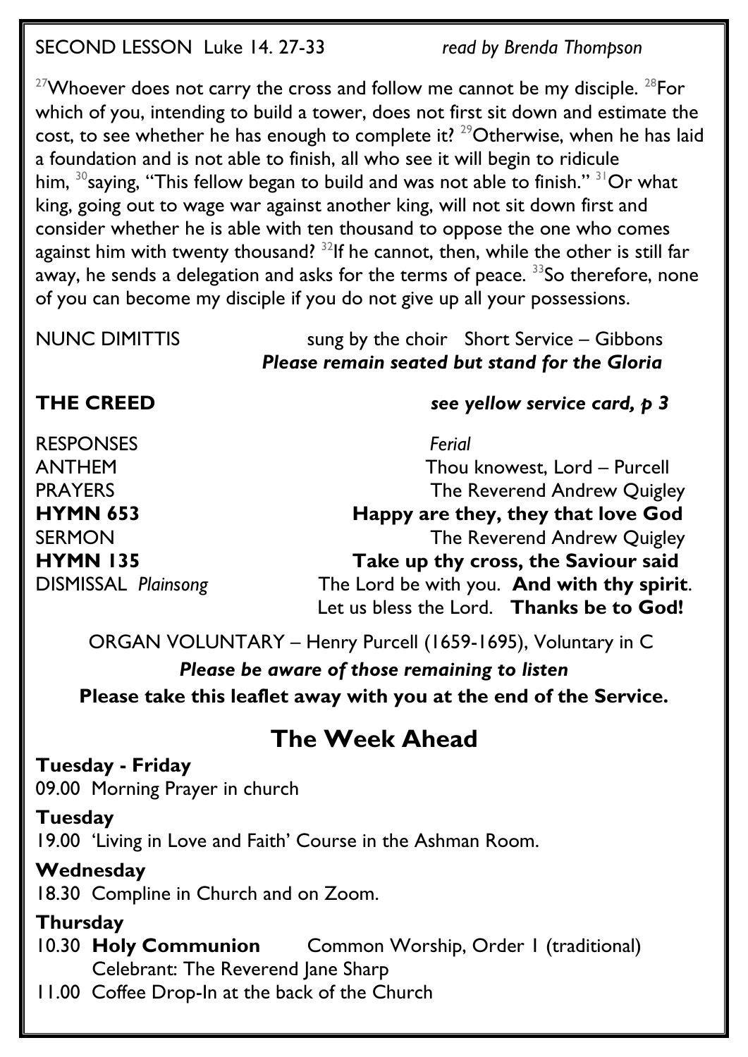SECOND LESSON Luke 14. 27-33 *read by Brenda Thompson*

[27]Whoever does not carry the cross and follow me cannot be my disciple. [28]For which of you, intending to build a tower, does not first sit down and estimate the cost, to see whether he has enough to complete it? [29]Otherwise, when he has laid a foundation and is not able to finish, all who see it will begin to ridicule him, [30]saying, "This fellow began to build and was not able to finish." [31]Or what king, going out to wage war against another king, will not sit down first and consider whether he is able with ten thousand to oppose the one who comes against him with twenty thousand? [32]If he cannot, then, while the other is still far away, he sends a delegation and asks for the terms of peace. [33]So therefore, none of you can become my disciple if you do not give up all your possessions.

NUNC DIMITTIS sung by the choir Short Service – Gibbons
***Please remain seated but stand for the Gloria***

**THE CREED** ***see yellow service card, p 3***

RESPONSES *Ferial*
ANTHEM Thou knowest, Lord – Purcell
PRAYERS The Reverend Andrew Quigley
**HYMN 653 Happy are they, they that love God**
SERMON The Reverend Andrew Quigley
**HYMN 135 Take up thy cross, the Saviour said**
DISMISSAL *Plainsong* The Lord be with you. **And with thy spirit**.
Let us bless the Lord. **Thanks be to God!**

ORGAN VOLUNTARY – Henry Purcell (1659-1695), Voluntary in C

***Please be aware of those remaining to listen***

**Please take this leaflet away with you at the end of the Service.**

# The Week Ahead

**Tuesday - Friday**
09.00 Morning Prayer in church

**Tuesday**
19.00 'Living in Love and Faith' Course in the Ashman Room.

**Wednesday**
18.30 Compline in Church and on Zoom.

**Thursday**
10.30 **Holy Communion** Common Worship, Order 1 (traditional)
Celebrant: The Reverend Jane Sharp
11.00 Coffee Drop-In at the back of the Church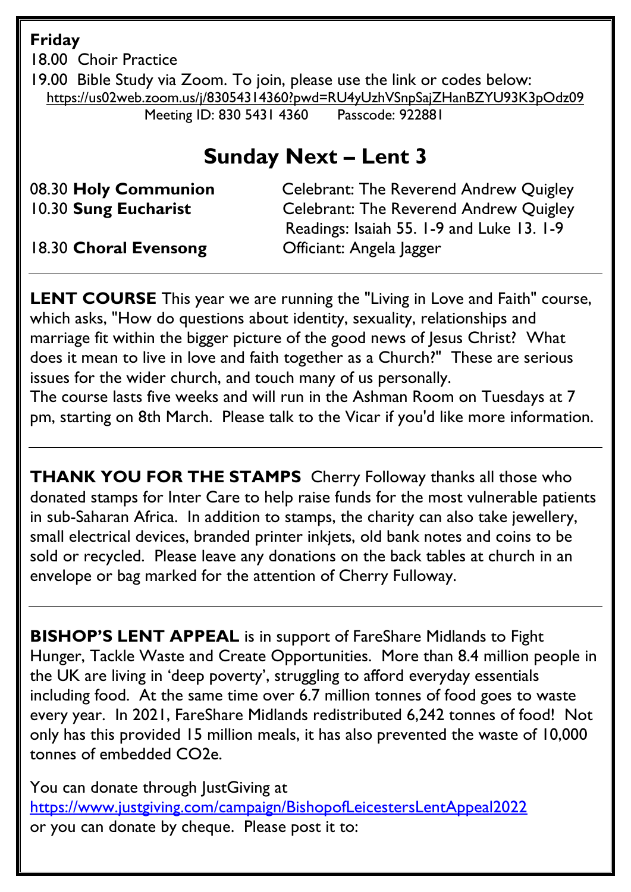**Friday**

18.00 Choir Practice

19.00 Bible Study via Zoom. To join, please use the link or codes below:
https://us02web.zoom.us/j/83054314360?pwd=RU4yUzhVSnpSajZHanBZYU93K3pOdz09
Meeting ID: 830 5431 4360 Passcode: 922881

## Sunday Next – Lent 3

08.30 **Holy Communion** Celebrant: The Reverend Andrew Quigley

10.30 **Sung Eucharist** Celebrant: The Reverend Andrew Quigley
Readings: Isaiah 55. 1-9 and Luke 13. 1-9

18.30 **Choral Evensong** Officiant: Angela Jagger

---

**LENT COURSE** This year we are running the "Living in Love and Faith" course, which asks, "How do questions about identity, sexuality, relationships and marriage fit within the bigger picture of the good news of Jesus Christ? What does it mean to live in love and faith together as a Church?" These are serious issues for the wider church, and touch many of us personally.
The course lasts five weeks and will run in the Ashman Room on Tuesdays at 7 pm, starting on 8th March. Please talk to the Vicar if you'd like more information.

---

**THANK YOU FOR THE STAMPS** Cherry Followay thanks all those who donated stamps for Inter Care to help raise funds for the most vulnerable patients in sub-Saharan Africa. In addition to stamps, the charity can also take jewellery, small electrical devices, branded printer inkjets, old bank notes and coins to be sold or recycled. Please leave any donations on the back tables at church in an envelope or bag marked for the attention of Cherry Fulloway.

---

**BISHOP'S LENT APPEAL** is in support of FareShare Midlands to Fight Hunger, Tackle Waste and Create Opportunities. More than 8.4 million people in the UK are living in 'deep poverty', struggling to afford everyday essentials including food. At the same time over 6.7 million tonnes of food goes to waste every year. In 2021, FareShare Midlands redistributed 6,242 tonnes of food! Not only has this provided 15 million meals, it has also prevented the waste of 10,000 tonnes of embedded $CO_2e$.

You can donate through JustGiving at
https://www.justgiving.com/campaign/BishopofLeicestersLentAppeal2022
or you can donate by cheque. Please post it to: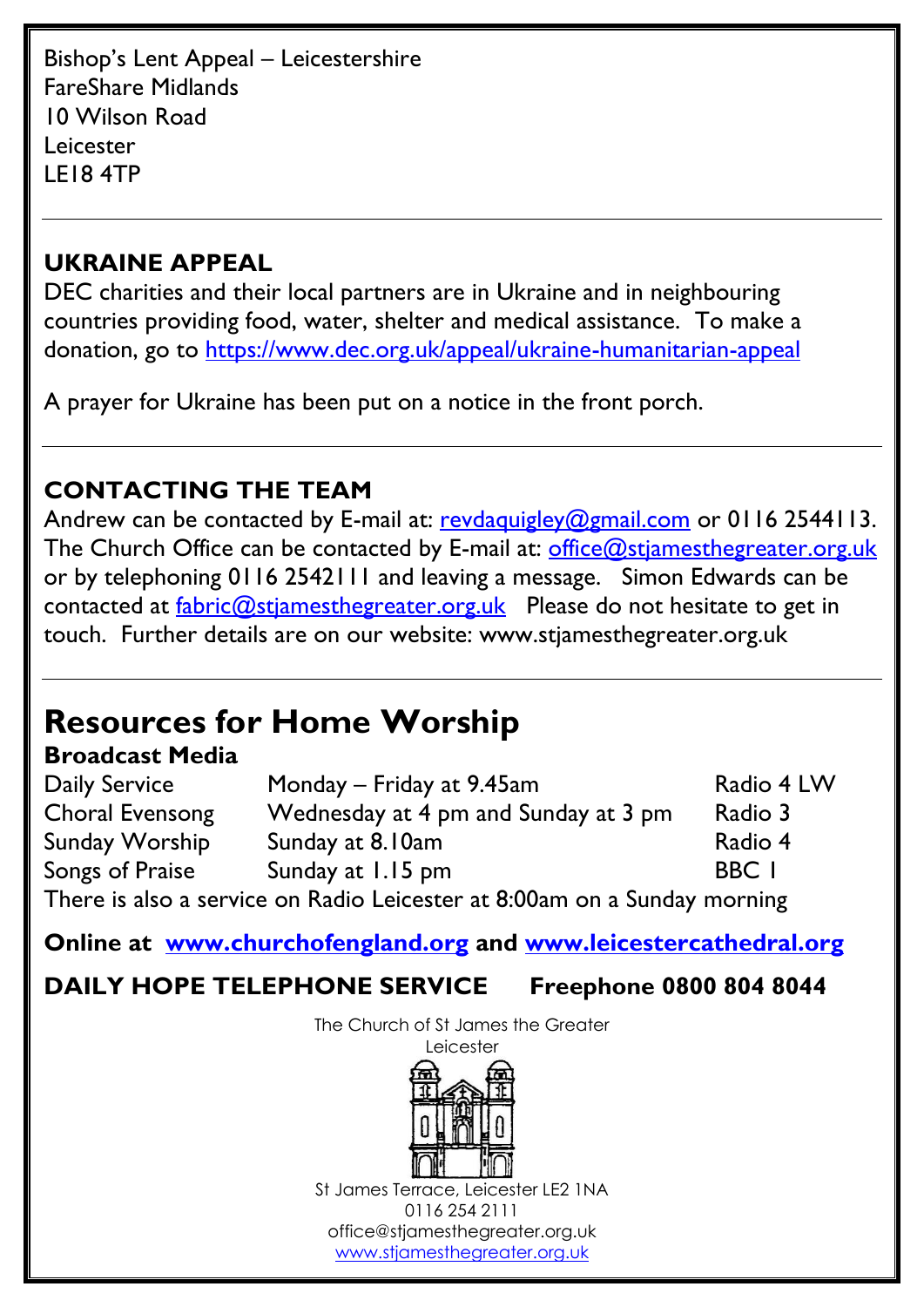Bishop's Lent Appeal – Leicestershire
FareShare Midlands
10 Wilson Road
Leicester
LE18 4TP

## UKRAINE APPEAL

DEC charities and their local partners are in Ukraine and in neighbouring countries providing food, water, shelter and medical assistance. To make a donation, go to https://www.dec.org.uk/appeal/ukraine-humanitarian-appeal

A prayer for Ukraine has been put on a notice in the front porch.

## CONTACTING THE TEAM

Andrew can be contacted by E-mail at: revdaquigley@gmail.com or 0116 2544113. The Church Office can be contacted by E-mail at: office@stjamesthegreater.org.uk or by telephoning 0116 2542111 and leaving a message. Simon Edwards can be contacted at fabric@stjamesthegreater.org.uk Please do not hesitate to get in touch. Further details are on our website: www.stjamesthegreater.org.uk

# Resources for Home Worship

### Broadcast Media

| | | |
|---|---|---|
| Daily Service | Monday – Friday at 9.45am | Radio 4 LW |
| Choral Evensong | Wednesday at 4 pm and Sunday at 3 pm | Radio 3 |
| Sunday Worship | Sunday at 8.10am | Radio 4 |
| Songs of Praise | Sunday at 1.15 pm | BBC 1 |

There is also a service on Radio Leicester at 8:00am on a Sunday morning

**Online at www.churchofengland.org and www.leicestercathedral.org**

**DAILY HOPE TELEPHONE SERVICE Freephone 0800 804 8044**

The Church of St James the Greater
Leicester

St James Terrace, Leicester LE2 1NA
0116 254 2111
office@stjamesthegreater.org.uk
www.stjamesthegreater.org.uk